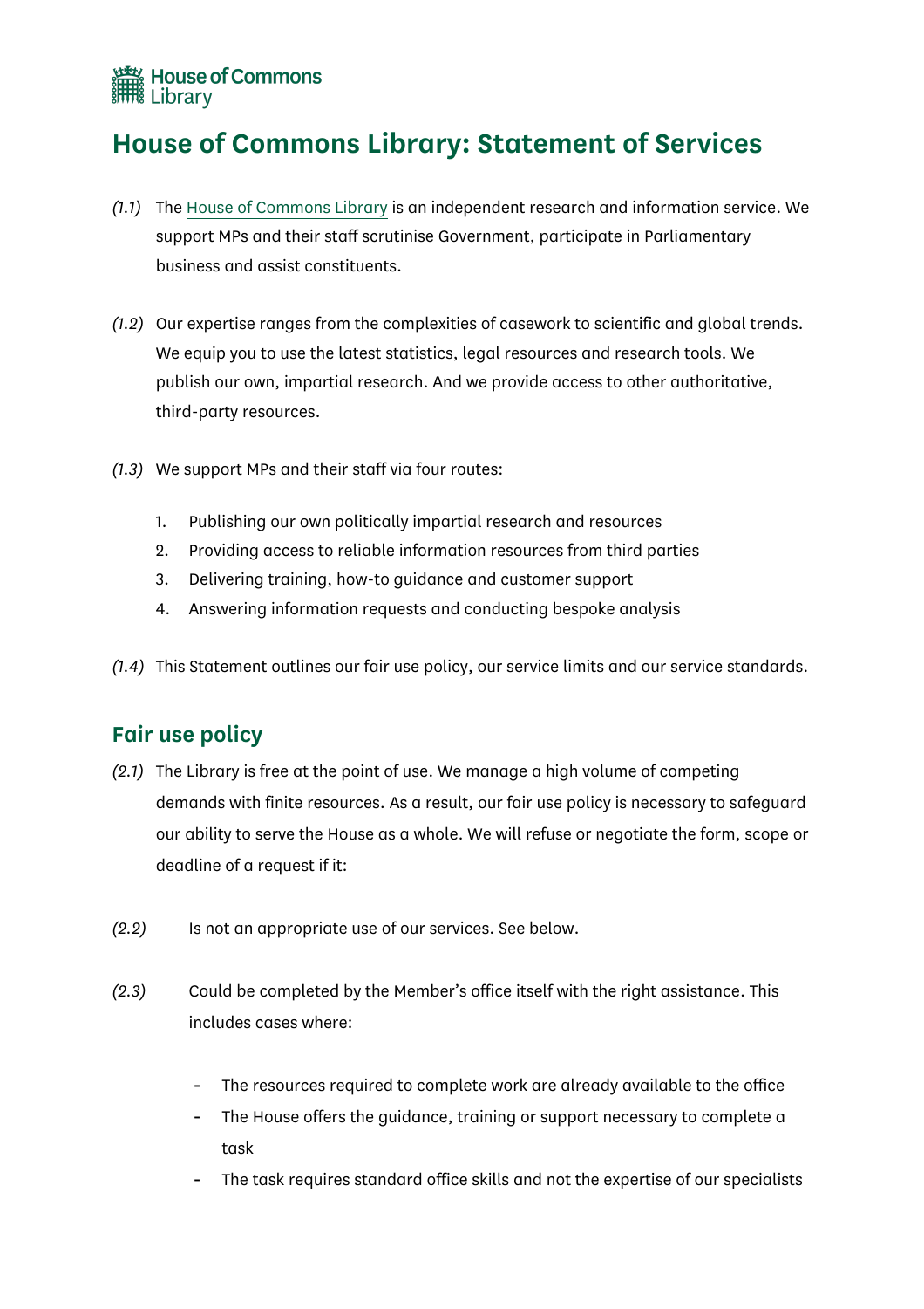House of Commons Library

# House of Commons Library: Statement of Services

*(1.1)* The House of Commons Library is an independent research and information service. We support MPs and their staff scrutinise Government, participate in Parliamentary business and assist constituents.

*(1.2)* Our expertise ranges from the complexities of casework to scientific and global trends. We equip you to use the latest statistics, legal resources and research tools. We publish our own, impartial research. And we provide access to other authoritative, third-party resources.

*(1.3)* We support MPs and their staff via four routes:

1. Publishing our own politically impartial research and resources
2. Providing access to reliable information resources from third parties
3. Delivering training, how-to guidance and customer support
4. Answering information requests and conducting bespoke analysis

*(1.4)* This Statement outlines our fair use policy, our service limits and our service standards.

## Fair use policy

*(2.1)* The Library is free at the point of use. We manage a high volume of competing demands with finite resources. As a result, our fair use policy is necessary to safeguard our ability to serve the House as a whole. We will refuse or negotiate the form, scope or deadline of a request if it:

*(2.2)* Is not an appropriate use of our services. See below.

*(2.3)* Could be completed by the Member's office itself with the right assistance. This includes cases where:

- The resources required to complete work are already available to the office
- The House offers the guidance, training or support necessary to complete a task
- The task requires standard office skills and not the expertise of our specialists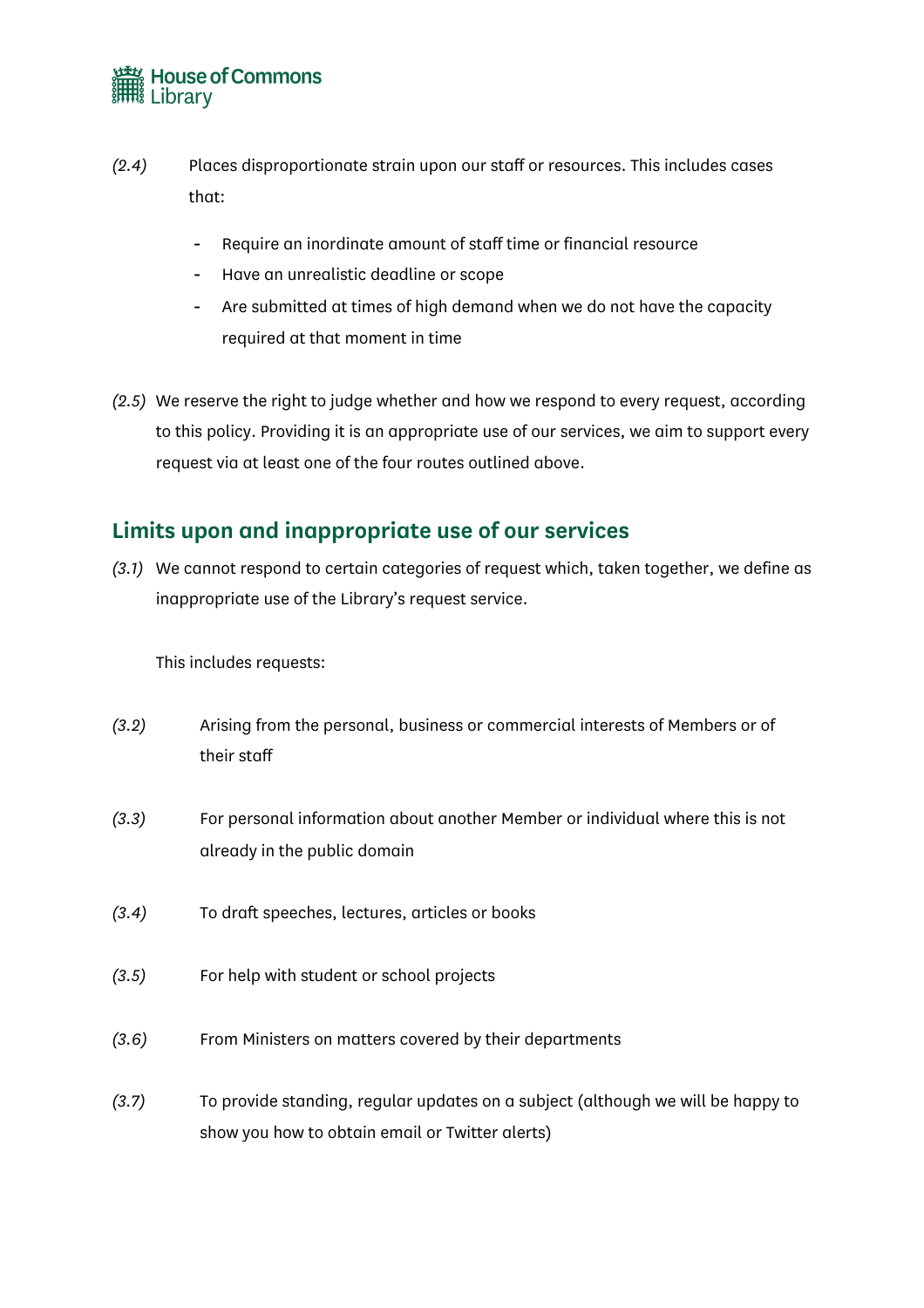*(2.4)* Places disproportionate strain upon our staff or resources. This includes cases that:

- Require an inordinate amount of staff time or financial resource
- Have an unrealistic deadline or scope
- Are submitted at times of high demand when we do not have the capacity required at that moment in time

*(2.5)* We reserve the right to judge whether and how we respond to every request, according to this policy. Providing it is an appropriate use of our services, we aim to support every request via at least one of the four routes outlined above.

## Limits upon and inappropriate use of our services

*(3.1)* We cannot respond to certain categories of request which, taken together, we define as inappropriate use of the Library's request service.

This includes requests:

*(3.2)* Arising from the personal, business or commercial interests of Members or of their staff

*(3.3)* For personal information about another Member or individual where this is not already in the public domain

*(3.4)* To draft speeches, lectures, articles or books

*(3.5)* For help with student or school projects

*(3.6)* From Ministers on matters covered by their departments

*(3.7)* To provide standing, regular updates on a subject (although we will be happy to show you how to obtain email or Twitter alerts)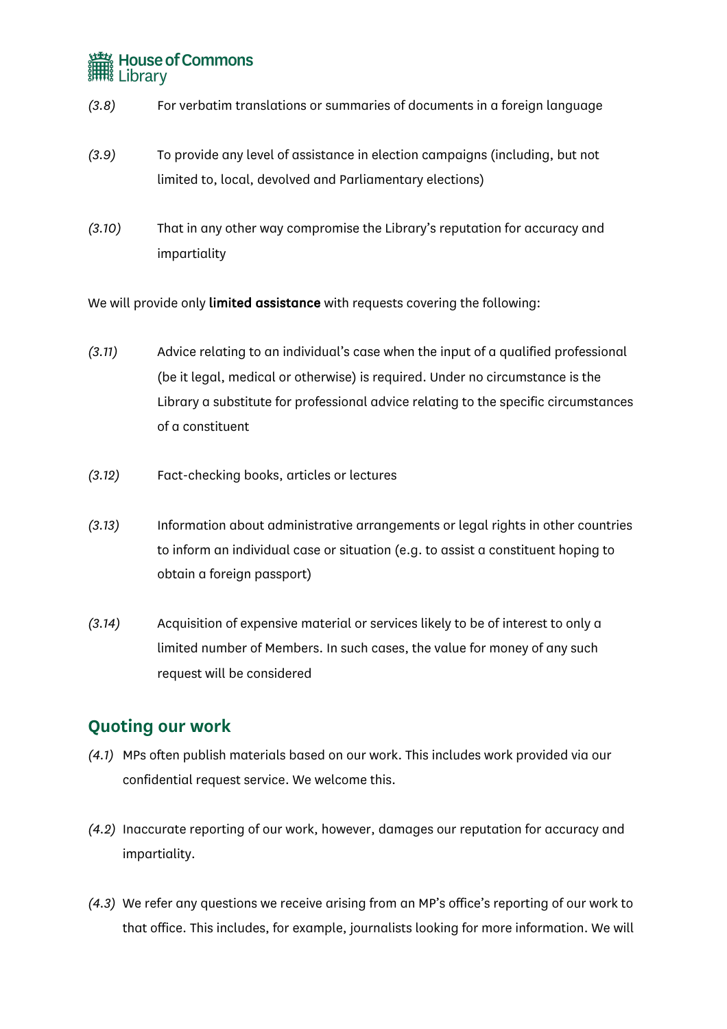*(3.8)* For verbatim translations or summaries of documents in a foreign language

*(3.9)* To provide any level of assistance in election campaigns (including, but not limited to, local, devolved and Parliamentary elections)

*(3.10)* That in any other way compromise the Library's reputation for accuracy and impartiality

We will provide only **limited assistance** with requests covering the following:

*(3.11)* Advice relating to an individual's case when the input of a qualified professional (be it legal, medical or otherwise) is required. Under no circumstance is the Library a substitute for professional advice relating to the specific circumstances of a constituent

*(3.12)* Fact-checking books, articles or lectures

*(3.13)* Information about administrative arrangements or legal rights in other countries to inform an individual case or situation (e.g. to assist a constituent hoping to obtain a foreign passport)

*(3.14)* Acquisition of expensive material or services likely to be of interest to only a limited number of Members. In such cases, the value for money of any such request will be considered

## Quoting our work

*(4.1)* MPs often publish materials based on our work. This includes work provided via our confidential request service. We welcome this.

*(4.2)* Inaccurate reporting of our work, however, damages our reputation for accuracy and impartiality.

*(4.3)* We refer any questions we receive arising from an MP's office's reporting of our work to that office. This includes, for example, journalists looking for more information. We will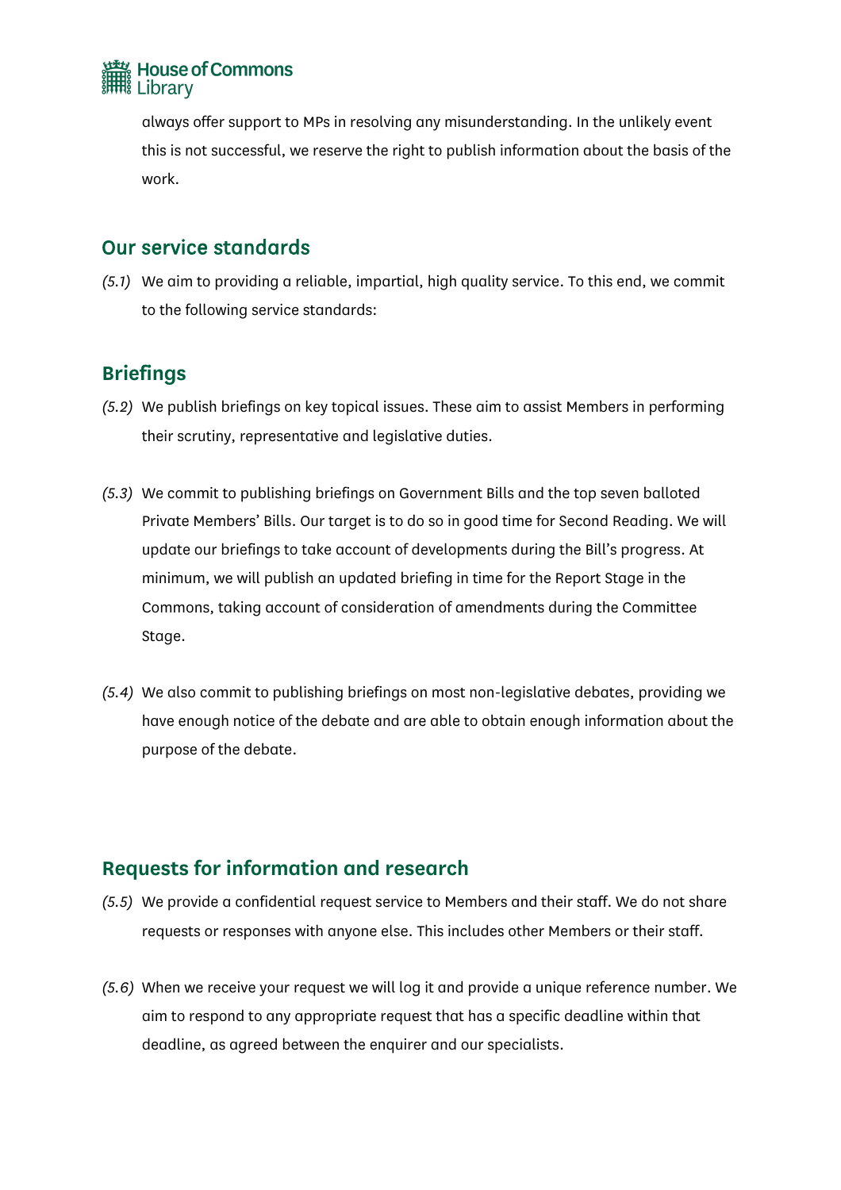always offer support to MPs in resolving any misunderstanding. In the unlikely event this is not successful, we reserve the right to publish information about the basis of the work.

## Our service standards

*(5.1)* We aim to providing a reliable, impartial, high quality service. To this end, we commit to the following service standards:

## Briefings

*(5.2)* We publish briefings on key topical issues. These aim to assist Members in performing their scrutiny, representative and legislative duties.

*(5.3)* We commit to publishing briefings on Government Bills and the top seven balloted Private Members' Bills. Our target is to do so in good time for Second Reading. We will update our briefings to take account of developments during the Bill's progress. At minimum, we will publish an updated briefing in time for the Report Stage in the Commons, taking account of consideration of amendments during the Committee Stage.

*(5.4)* We also commit to publishing briefings on most non-legislative debates, providing we have enough notice of the debate and are able to obtain enough information about the purpose of the debate.

## Requests for information and research

*(5.5)* We provide a confidential request service to Members and their staff. We do not share requests or responses with anyone else. This includes other Members or their staff.

*(5.6)* When we receive your request we will log it and provide a unique reference number. We aim to respond to any appropriate request that has a specific deadline within that deadline, as agreed between the enquirer and our specialists.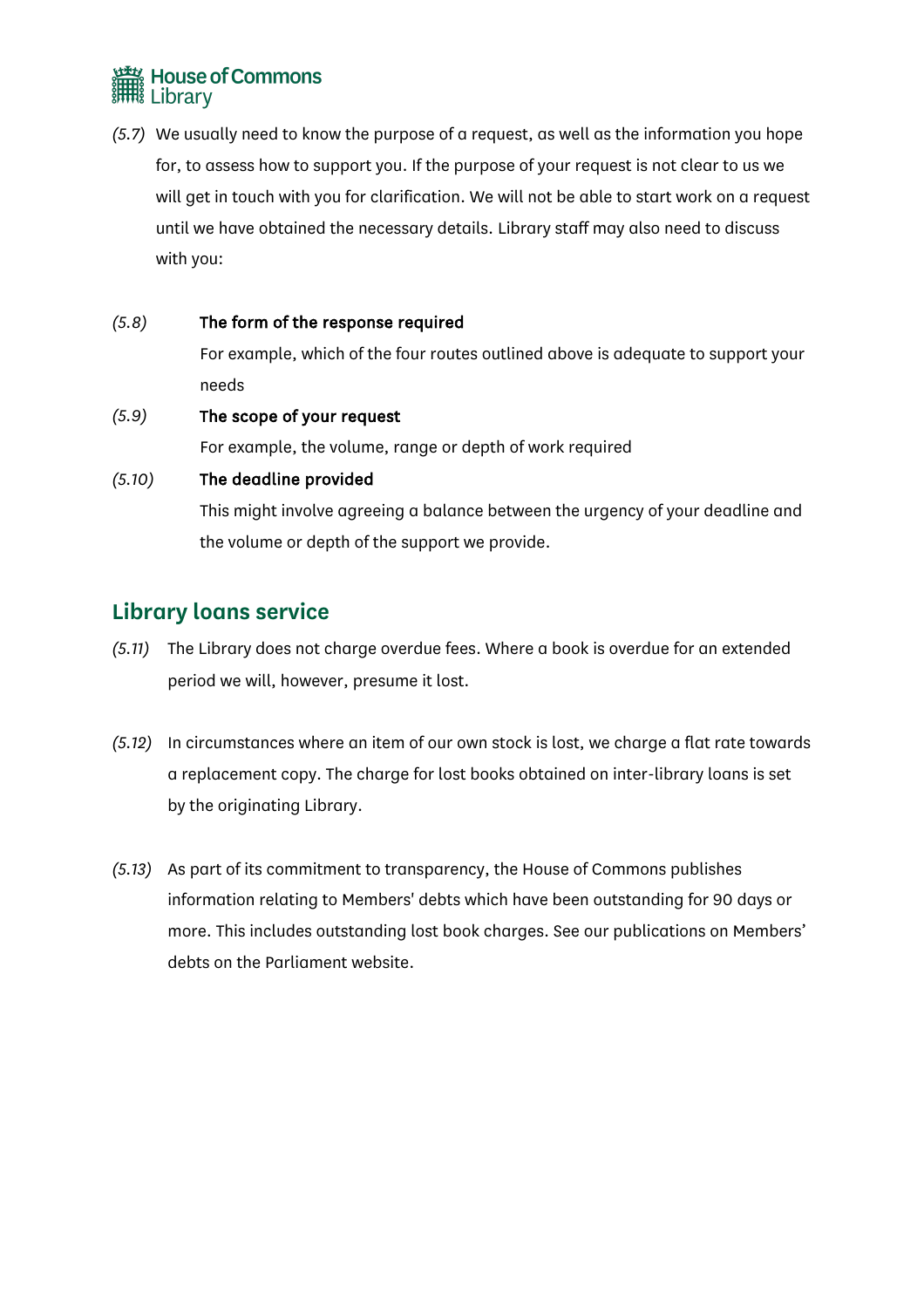*(5.7)* We usually need to know the purpose of a request, as well as the information you hope for, to assess how to support you. If the purpose of your request is not clear to us we will get in touch with you for clarification. We will not be able to start work on a request until we have obtained the necessary details. Library staff may also need to discuss with you:

*(5.8)* **The form of the response required**
For example, which of the four routes outlined above is adequate to support your needs

*(5.9)* **The scope of your request**
For example, the volume, range or depth of work required

*(5.10)* **The deadline provided**
This might involve agreeing a balance between the urgency of your deadline and the volume or depth of the support we provide.

## Library loans service

*(5.11)* The Library does not charge overdue fees. Where a book is overdue for an extended period we will, however, presume it lost.

*(5.12)* In circumstances where an item of our own stock is lost, we charge a flat rate towards a replacement copy. The charge for lost books obtained on inter-library loans is set by the originating Library.

*(5.13)* As part of its commitment to transparency, the House of Commons publishes information relating to Members' debts which have been outstanding for 90 days or more. This includes outstanding lost book charges. See our publications on Members' debts on the Parliament website.